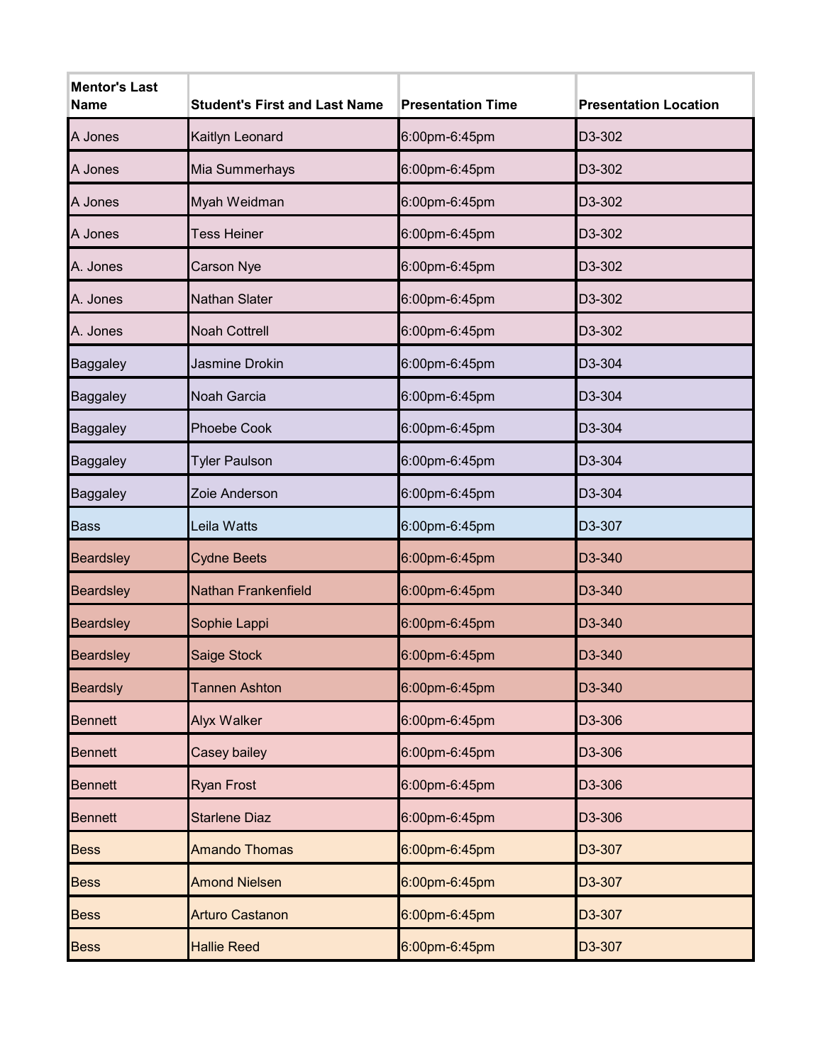| Mentor's Last Name | Student's First and Last Name | Presentation Time | Presentation Location |
|---|---|---|---|
| A Jones | Kaitlyn Leonard | 6:00pm-6:45pm | D3-302 |
| A Jones | Mia Summerhays | 6:00pm-6:45pm | D3-302 |
| A Jones | Myah Weidman | 6:00pm-6:45pm | D3-302 |
| A Jones | Tess Heiner | 6:00pm-6:45pm | D3-302 |
| A. Jones | Carson Nye | 6:00pm-6:45pm | D3-302 |
| A. Jones | Nathan Slater | 6:00pm-6:45pm | D3-302 |
| A. Jones | Noah Cottrell | 6:00pm-6:45pm | D3-302 |
| Baggaley | Jasmine Drokin | 6:00pm-6:45pm | D3-304 |
| Baggaley | Noah Garcia | 6:00pm-6:45pm | D3-304 |
| Baggaley | Phoebe Cook | 6:00pm-6:45pm | D3-304 |
| Baggaley | Tyler Paulson | 6:00pm-6:45pm | D3-304 |
| Baggaley | Zoie Anderson | 6:00pm-6:45pm | D3-304 |
| Bass | Leila Watts | 6:00pm-6:45pm | D3-307 |
| Beardsley | Cydne Beets | 6:00pm-6:45pm | D3-340 |
| Beardsley | Nathan Frankenfield | 6:00pm-6:45pm | D3-340 |
| Beardsley | Sophie Lappi | 6:00pm-6:45pm | D3-340 |
| Beardsley | Saige Stock | 6:00pm-6:45pm | D3-340 |
| Beardsly | Tannen Ashton | 6:00pm-6:45pm | D3-340 |
| Bennett | Alyx Walker | 6:00pm-6:45pm | D3-306 |
| Bennett | Casey bailey | 6:00pm-6:45pm | D3-306 |
| Bennett | Ryan Frost | 6:00pm-6:45pm | D3-306 |
| Bennett | Starlene Diaz | 6:00pm-6:45pm | D3-306 |
| Bess | Amando Thomas | 6:00pm-6:45pm | D3-307 |
| Bess | Amond Nielsen | 6:00pm-6:45pm | D3-307 |
| Bess | Arturo Castanon | 6:00pm-6:45pm | D3-307 |
| Bess | Hallie Reed | 6:00pm-6:45pm | D3-307 |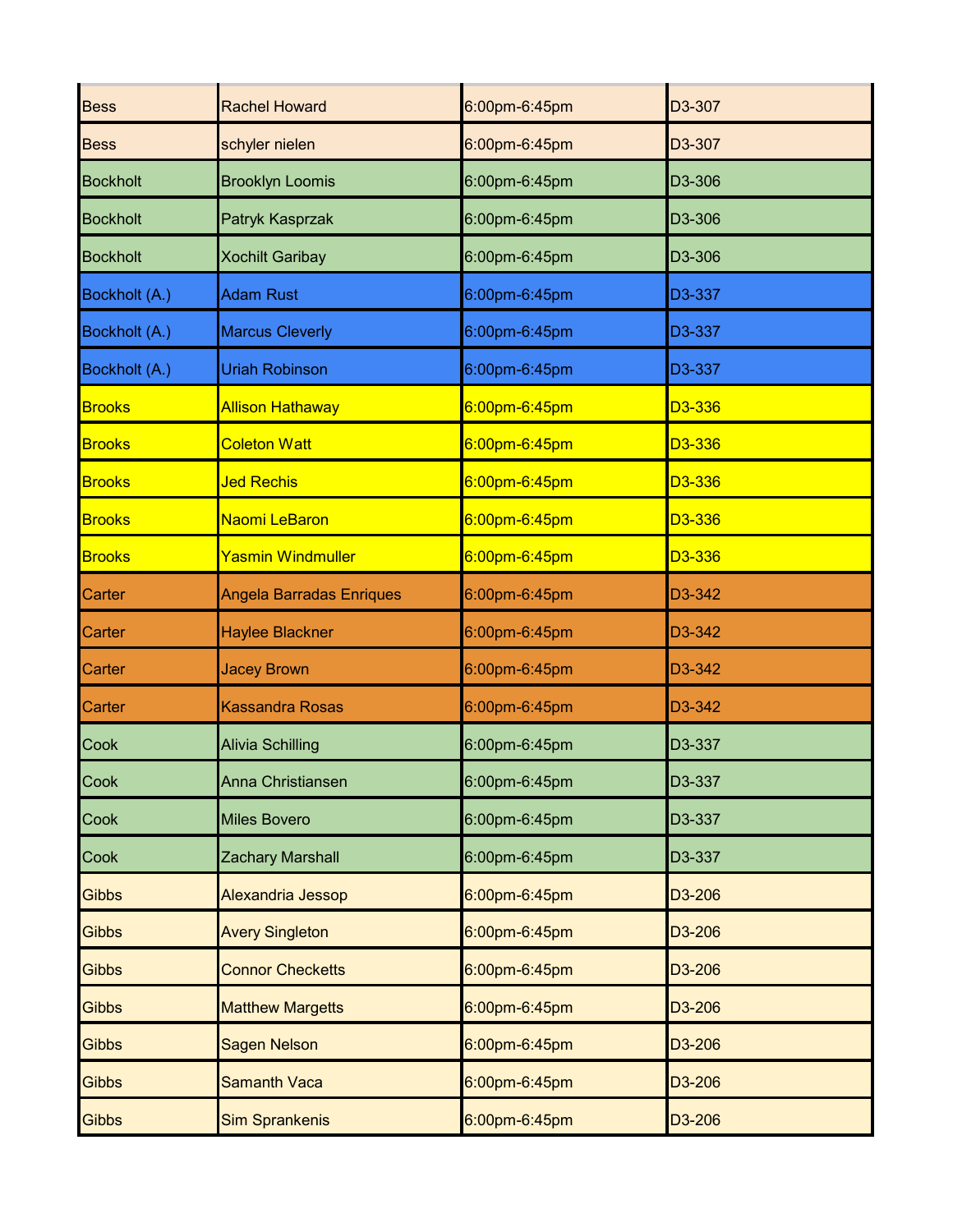| | | | |
|---|---|---|---|
| Bess | Rachel Howard | 6:00pm-6:45pm | D3-307 |
| Bess | schyler nielen | 6:00pm-6:45pm | D3-307 |
| Bockholt | Brooklyn Loomis | 6:00pm-6:45pm | D3-306 |
| Bockholt | Patryk Kasprzak | 6:00pm-6:45pm | D3-306 |
| Bockholt | Xochilt Garibay | 6:00pm-6:45pm | D3-306 |
| Bockholt (A.) | Adam Rust | 6:00pm-6:45pm | D3-337 |
| Bockholt (A.) | Marcus Cleverly | 6:00pm-6:45pm | D3-337 |
| Bockholt (A.) | Uriah Robinson | 6:00pm-6:45pm | D3-337 |
| Brooks | Allison Hathaway | 6:00pm-6:45pm | D3-336 |
| Brooks | Coleton Watt | 6:00pm-6:45pm | D3-336 |
| Brooks | Jed Rechis | 6:00pm-6:45pm | D3-336 |
| Brooks | Naomi LeBaron | 6:00pm-6:45pm | D3-336 |
| Brooks | Yasmin Windmuller | 6:00pm-6:45pm | D3-336 |
| Carter | Angela Barradas Enriques | 6:00pm-6:45pm | D3-342 |
| Carter | Haylee Blackner | 6:00pm-6:45pm | D3-342 |
| Carter | Jacey Brown | 6:00pm-6:45pm | D3-342 |
| Carter | Kassandra Rosas | 6:00pm-6:45pm | D3-342 |
| Cook | Alivia Schilling | 6:00pm-6:45pm | D3-337 |
| Cook | Anna Christiansen | 6:00pm-6:45pm | D3-337 |
| Cook | Miles Bovero | 6:00pm-6:45pm | D3-337 |
| Cook | Zachary Marshall | 6:00pm-6:45pm | D3-337 |
| Gibbs | Alexandria Jessop | 6:00pm-6:45pm | D3-206 |
| Gibbs | Avery Singleton | 6:00pm-6:45pm | D3-206 |
| Gibbs | Connor Checketts | 6:00pm-6:45pm | D3-206 |
| Gibbs | Matthew Margetts | 6:00pm-6:45pm | D3-206 |
| Gibbs | Sagen Nelson | 6:00pm-6:45pm | D3-206 |
| Gibbs | Samanth Vaca | 6:00pm-6:45pm | D3-206 |
| Gibbs | Sim Sprankenis | 6:00pm-6:45pm | D3-206 |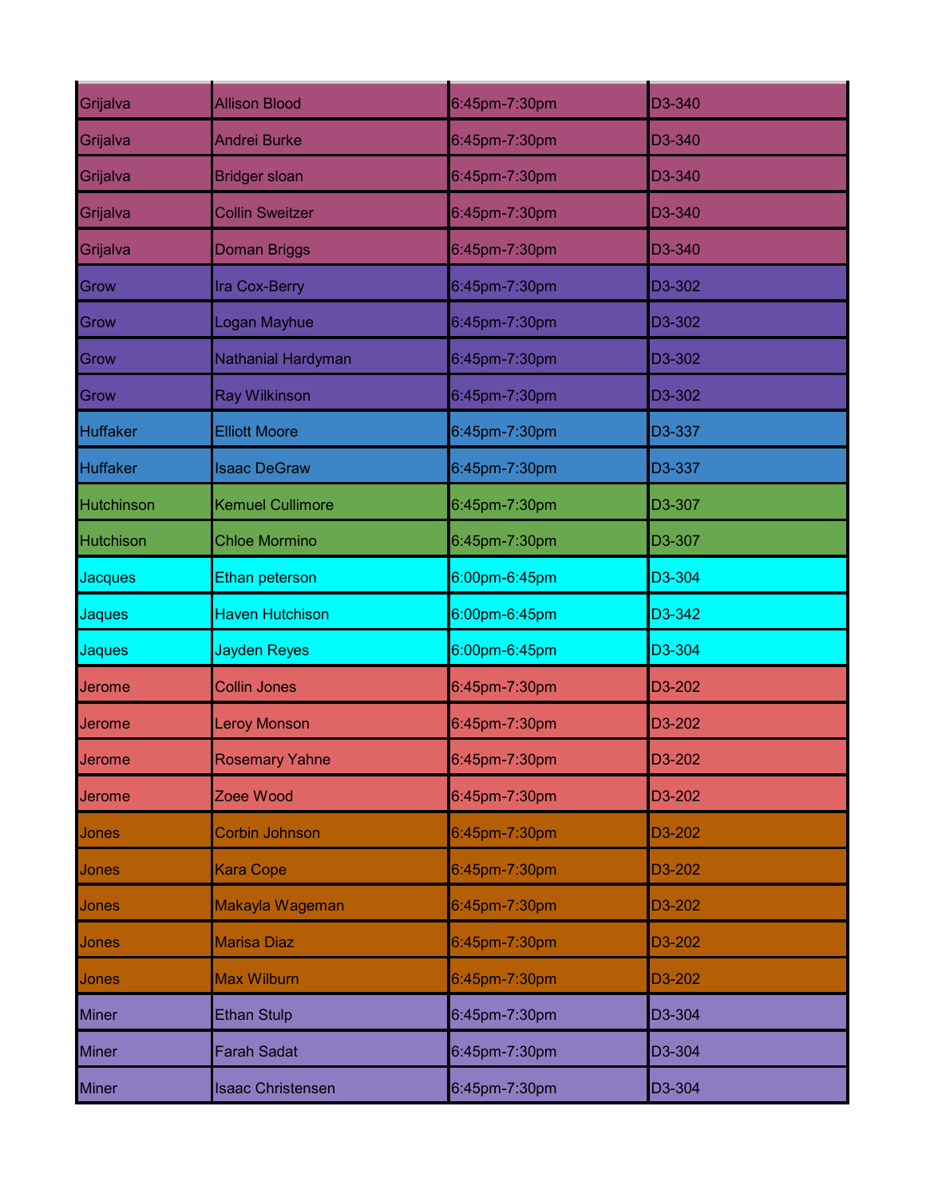| | | | |
|---|---|---|---|
| Grijalva | Allison Blood | 6:45pm-7:30pm | D3-340 |
| Grijalva | Andrei Burke | 6:45pm-7:30pm | D3-340 |
| Grijalva | Bridger sloan | 6:45pm-7:30pm | D3-340 |
| Grijalva | Collin Sweitzer | 6:45pm-7:30pm | D3-340 |
| Grijalva | Doman Briggs | 6:45pm-7:30pm | D3-340 |
| Grow | Ira Cox-Berry | 6:45pm-7:30pm | D3-302 |
| Grow | Logan Mayhue | 6:45pm-7:30pm | D3-302 |
| Grow | Nathanial Hardyman | 6:45pm-7:30pm | D3-302 |
| Grow | Ray Wilkinson | 6:45pm-7:30pm | D3-302 |
| Huffaker | Elliott Moore | 6:45pm-7:30pm | D3-337 |
| Huffaker | Isaac DeGraw | 6:45pm-7:30pm | D3-337 |
| Hutchinson | Kemuel Cullimore | 6:45pm-7:30pm | D3-307 |
| Hutchison | Chloe Mormino | 6:45pm-7:30pm | D3-307 |
| Jacques | Ethan peterson | 6:00pm-6:45pm | D3-304 |
| Jaques | Haven Hutchison | 6:00pm-6:45pm | D3-342 |
| Jaques | Jayden Reyes | 6:00pm-6:45pm | D3-304 |
| Jerome | Collin Jones | 6:45pm-7:30pm | D3-202 |
| Jerome | Leroy Monson | 6:45pm-7:30pm | D3-202 |
| Jerome | Rosemary Yahne | 6:45pm-7:30pm | D3-202 |
| Jerome | Zoee Wood | 6:45pm-7:30pm | D3-202 |
| Jones | Corbin Johnson | 6:45pm-7:30pm | D3-202 |
| Jones | Kara Cope | 6:45pm-7:30pm | D3-202 |
| Jones | Makayla Wageman | 6:45pm-7:30pm | D3-202 |
| Jones | Marisa Diaz | 6:45pm-7:30pm | D3-202 |
| Jones | Max Wilburn | 6:45pm-7:30pm | D3-202 |
| Miner | Ethan Stulp | 6:45pm-7:30pm | D3-304 |
| Miner | Farah Sadat | 6:45pm-7:30pm | D3-304 |
| Miner | Isaac Christensen | 6:45pm-7:30pm | D3-304 |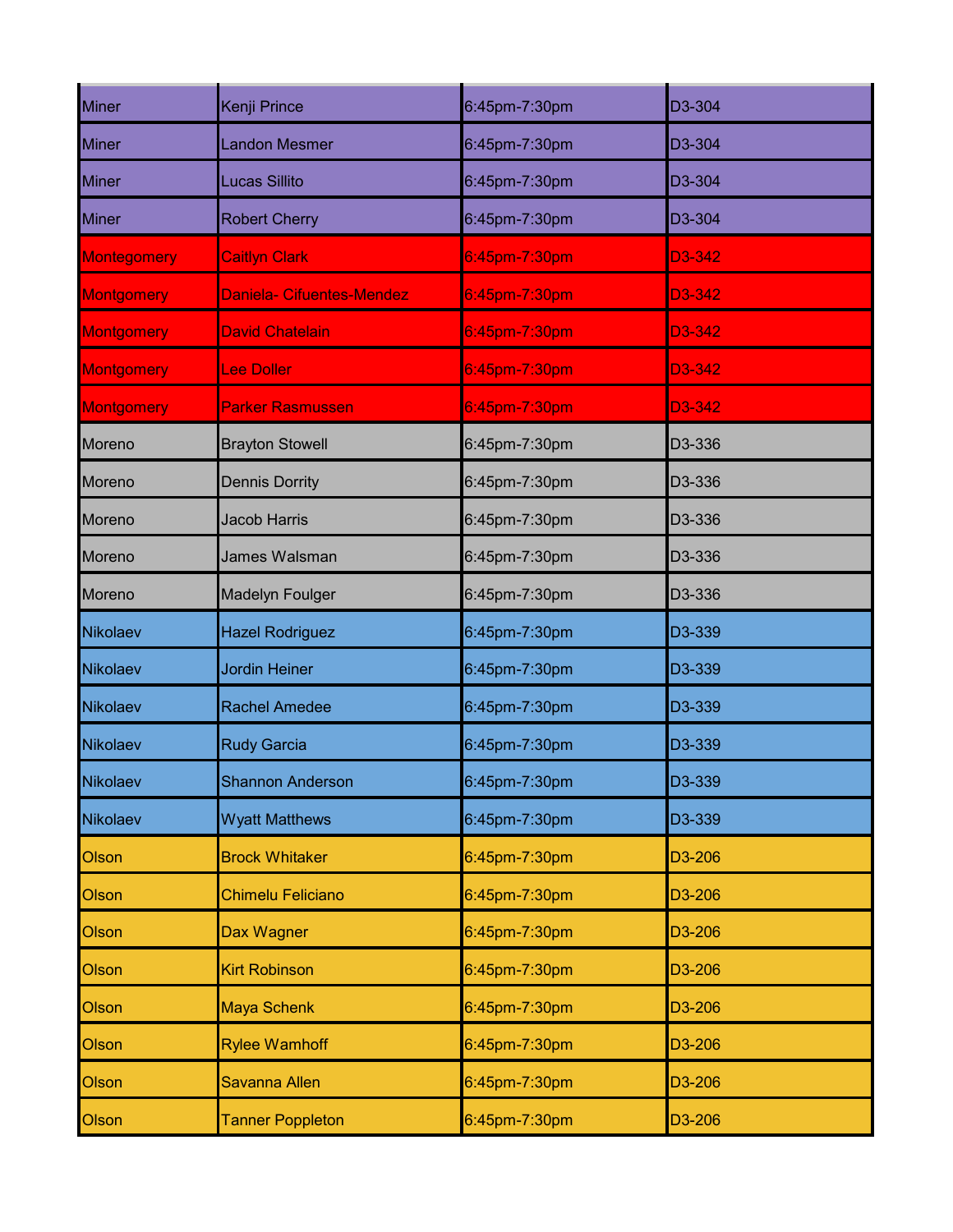| Miner | Kenji Prince | 6:45pm-7:30pm | D3-304 |
|---|---|---|---|
| Miner | Landon Mesmer | 6:45pm-7:30pm | D3-304 |
| Miner | Lucas Sillito | 6:45pm-7:30pm | D3-304 |
| Miner | Robert Cherry | 6:45pm-7:30pm | D3-304 |
| Montegomery | Caitlyn Clark | 6:45pm-7:30pm | D3-342 |
| Montgomery | Daniela- Cifuentes-Mendez | 6:45pm-7:30pm | D3-342 |
| Montgomery | David Chatelain | 6:45pm-7:30pm | D3-342 |
| Montgomery | Lee Doller | 6:45pm-7:30pm | D3-342 |
| Montgomery | Parker Rasmussen | 6:45pm-7:30pm | D3-342 |
| Moreno | Brayton Stowell | 6:45pm-7:30pm | D3-336 |
| Moreno | Dennis Dorrity | 6:45pm-7:30pm | D3-336 |
| Moreno | Jacob Harris | 6:45pm-7:30pm | D3-336 |
| Moreno | James Walsman | 6:45pm-7:30pm | D3-336 |
| Moreno | Madelyn Foulger | 6:45pm-7:30pm | D3-336 |
| Nikolaev | Hazel Rodriguez | 6:45pm-7:30pm | D3-339 |
| Nikolaev | Jordin Heiner | 6:45pm-7:30pm | D3-339 |
| Nikolaev | Rachel Amedee | 6:45pm-7:30pm | D3-339 |
| Nikolaev | Rudy Garcia | 6:45pm-7:30pm | D3-339 |
| Nikolaev | Shannon Anderson | 6:45pm-7:30pm | D3-339 |
| Nikolaev | Wyatt Matthews | 6:45pm-7:30pm | D3-339 |
| Olson | Brock Whitaker | 6:45pm-7:30pm | D3-206 |
| Olson | Chimelu Feliciano | 6:45pm-7:30pm | D3-206 |
| Olson | Dax Wagner | 6:45pm-7:30pm | D3-206 |
| Olson | Kirt Robinson | 6:45pm-7:30pm | D3-206 |
| Olson | Maya Schenk | 6:45pm-7:30pm | D3-206 |
| Olson | Rylee Wamhoff | 6:45pm-7:30pm | D3-206 |
| Olson | Savanna Allen | 6:45pm-7:30pm | D3-206 |
| Olson | Tanner Poppleton | 6:45pm-7:30pm | D3-206 |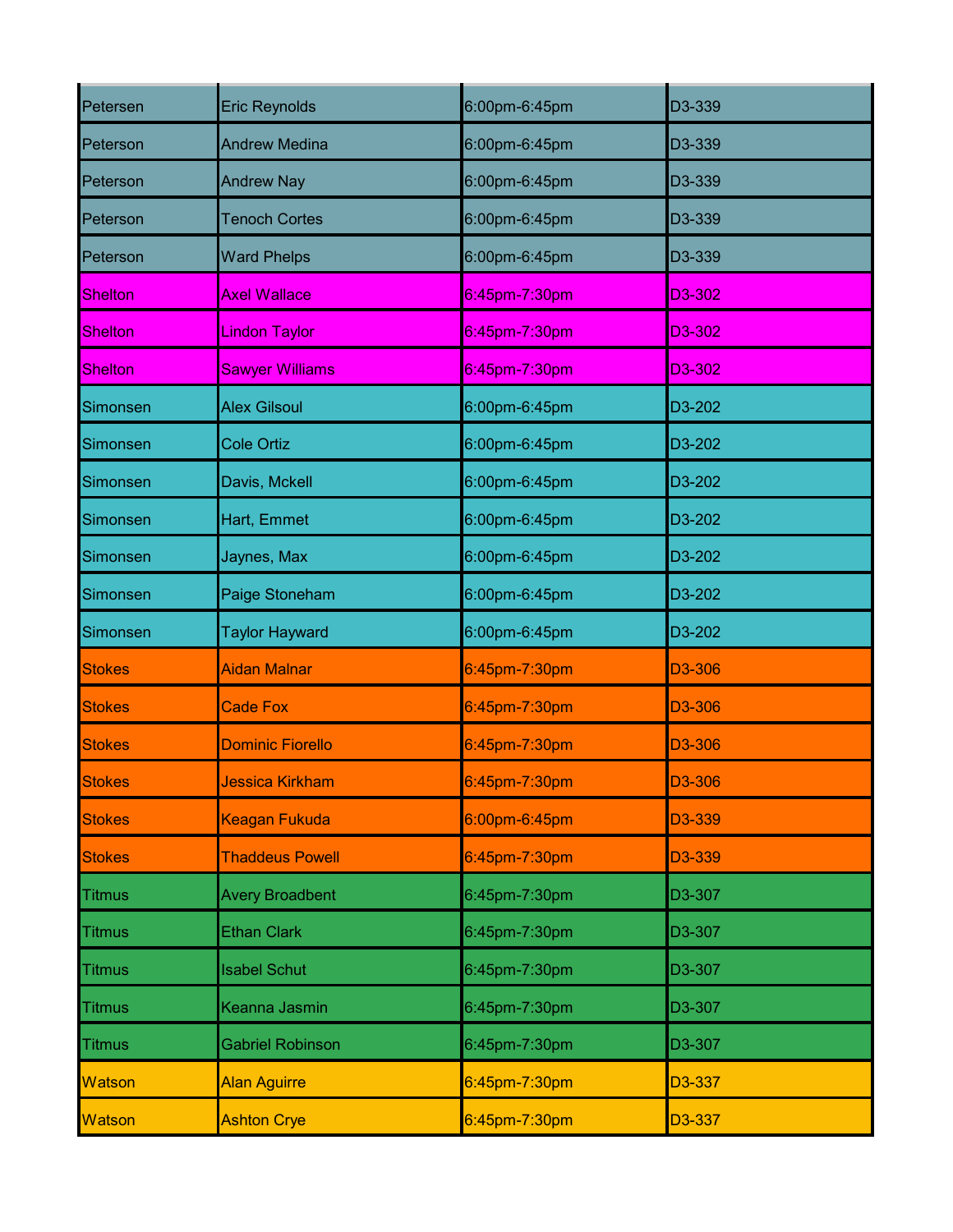| | | | |
|---|---|---|---|
| Petersen | Eric Reynolds | 6:00pm-6:45pm | D3-339 |
| Peterson | Andrew Medina | 6:00pm-6:45pm | D3-339 |
| Peterson | Andrew Nay | 6:00pm-6:45pm | D3-339 |
| Peterson | Tenoch Cortes | 6:00pm-6:45pm | D3-339 |
| Peterson | Ward Phelps | 6:00pm-6:45pm | D3-339 |
| Shelton | Axel Wallace | 6:45pm-7:30pm | D3-302 |
| Shelton | Lindon Taylor | 6:45pm-7:30pm | D3-302 |
| Shelton | Sawyer Williams | 6:45pm-7:30pm | D3-302 |
| Simonsen | Alex Gilsoul | 6:00pm-6:45pm | D3-202 |
| Simonsen | Cole Ortiz | 6:00pm-6:45pm | D3-202 |
| Simonsen | Davis, Mckell | 6:00pm-6:45pm | D3-202 |
| Simonsen | Hart, Emmet | 6:00pm-6:45pm | D3-202 |
| Simonsen | Jaynes, Max | 6:00pm-6:45pm | D3-202 |
| Simonsen | Paige Stoneham | 6:00pm-6:45pm | D3-202 |
| Simonsen | Taylor Hayward | 6:00pm-6:45pm | D3-202 |
| Stokes | Aidan Malnar | 6:45pm-7:30pm | D3-306 |
| Stokes | Cade Fox | 6:45pm-7:30pm | D3-306 |
| Stokes | Dominic Fiorello | 6:45pm-7:30pm | D3-306 |
| Stokes | Jessica Kirkham | 6:45pm-7:30pm | D3-306 |
| Stokes | Keagan Fukuda | 6:00pm-6:45pm | D3-339 |
| Stokes | Thaddeus Powell | 6:45pm-7:30pm | D3-339 |
| Titmus | Avery Broadbent | 6:45pm-7:30pm | D3-307 |
| Titmus | Ethan Clark | 6:45pm-7:30pm | D3-307 |
| Titmus | Isabel Schut | 6:45pm-7:30pm | D3-307 |
| Titmus | Keanna Jasmin | 6:45pm-7:30pm | D3-307 |
| Titmus | Gabriel Robinson | 6:45pm-7:30pm | D3-307 |
| Watson | Alan Aguirre | 6:45pm-7:30pm | D3-337 |
| Watson | Ashton Crye | 6:45pm-7:30pm | D3-337 |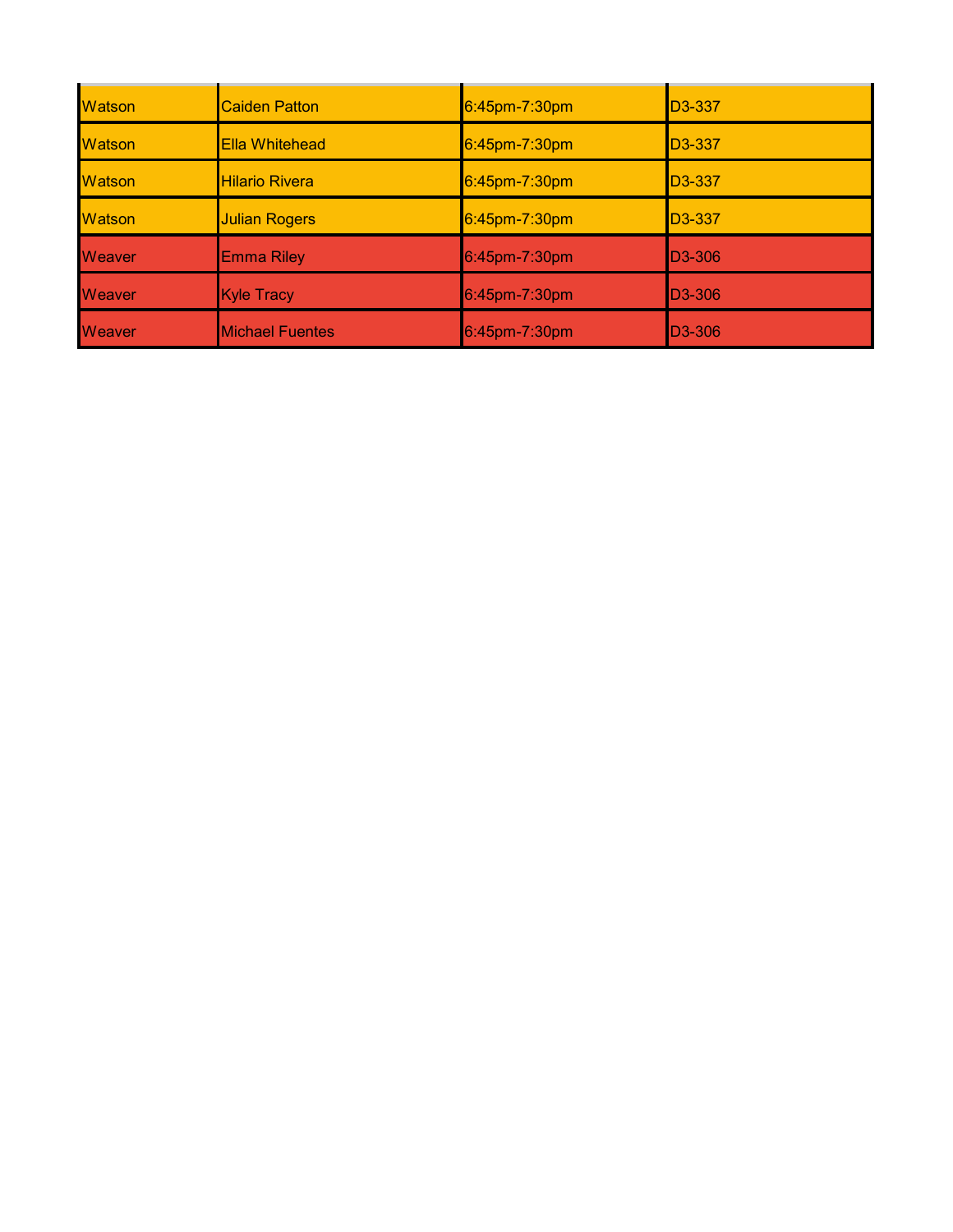| | | | |
|---|---|---|---|
| Watson | Caiden Patton | 6:45pm-7:30pm | D3-337 |
| Watson | Ella Whitehead | 6:45pm-7:30pm | D3-337 |
| Watson | Hilario Rivera | 6:45pm-7:30pm | D3-337 |
| Watson | Julian Rogers | 6:45pm-7:30pm | D3-337 |
| Weaver | Emma Riley | 6:45pm-7:30pm | D3-306 |
| Weaver | Kyle Tracy | 6:45pm-7:30pm | D3-306 |
| Weaver | Michael Fuentes | 6:45pm-7:30pm | D3-306 |